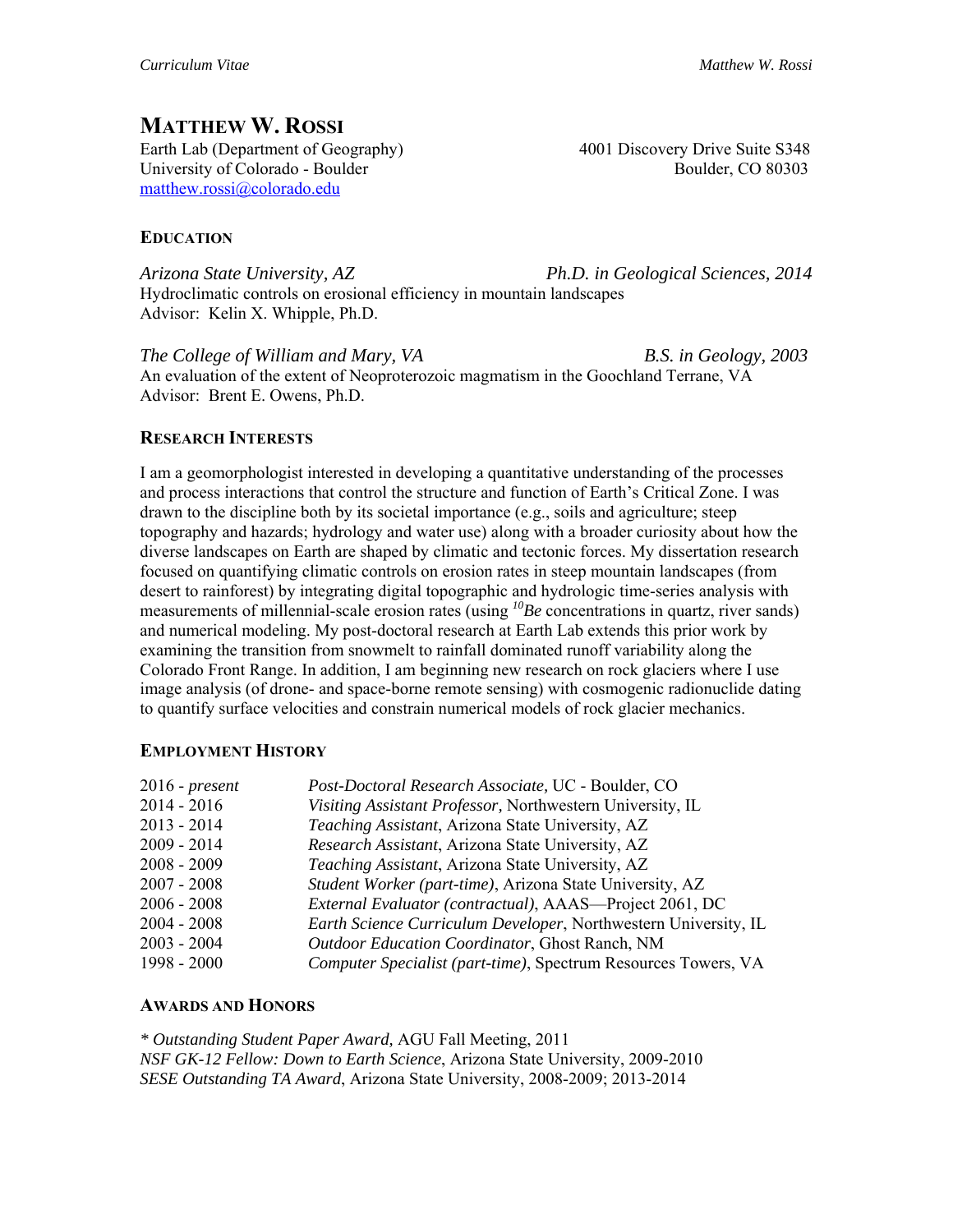# MATTHEW W. ROSSI

Earth Lab (Department of Geography)
University of Colorado - Boulder
matthew.rossi@colorado.edu

4001 Discovery Drive Suite S348
Boulder, CO 80303

## EDUCATION

*Arizona State University, AZ* — *Ph.D. in Geological Sciences, 2014*
Hydroclimatic controls on erosional efficiency in mountain landscapes
Advisor: Kelin X. Whipple, Ph.D.

*The College of William and Mary, VA* — *B.S. in Geology, 2003*
An evaluation of the extent of Neoproterozoic magmatism in the Goochland Terrane, VA
Advisor: Brent E. Owens, Ph.D.

## RESEARCH INTERESTS

I am a geomorphologist interested in developing a quantitative understanding of the processes and process interactions that control the structure and function of Earth's Critical Zone. I was drawn to the discipline both by its societal importance (e.g., soils and agriculture; steep topography and hazards; hydrology and water use) along with a broader curiosity about how the diverse landscapes on Earth are shaped by climatic and tectonic forces. My dissertation research focused on quantifying climatic controls on erosion rates in steep mountain landscapes (from desert to rainforest) by integrating digital topographic and hydrologic time-series analysis with measurements of millennial-scale erosion rates (using $^{10}Be$ concentrations in quartz, river sands) and numerical modeling. My post-doctoral research at Earth Lab extends this prior work by examining the transition from snowmelt to rainfall dominated runoff variability along the Colorado Front Range. In addition, I am beginning new research on rock glaciers where I use image analysis (of drone- and space-borne remote sensing) with cosmogenic radionuclide dating to quantify surface velocities and constrain numerical models of rock glacier mechanics.

## EMPLOYMENT HISTORY

| | |
|---|---|
| 2016 - *present* | *Post-Doctoral Research Associate,* UC - Boulder, CO |
| 2014 - 2016 | *Visiting Assistant Professor,* Northwestern University, IL |
| 2013 - 2014 | *Teaching Assistant*, Arizona State University, AZ |
| 2009 - 2014 | *Research Assistant*, Arizona State University, AZ |
| 2008 - 2009 | *Teaching Assistant*, Arizona State University, AZ |
| 2007 - 2008 | *Student Worker (part-time)*, Arizona State University, AZ |
| 2006 - 2008 | *External Evaluator (contractual)*, AAAS—Project 2061, DC |
| 2004 - 2008 | *Earth Science Curriculum Developer*, Northwestern University, IL |
| 2003 - 2004 | *Outdoor Education Coordinator*, Ghost Ranch, NM |
| 1998 - 2000 | *Computer Specialist (part-time)*, Spectrum Resources Towers, VA |

## AWARDS AND HONORS

*\* Outstanding Student Paper Award,* AGU Fall Meeting, 2011
*NSF GK-12 Fellow: Down to Earth Science*, Arizona State University, 2009-2010
*SESE Outstanding TA Award*, Arizona State University, 2008-2009; 2013-2014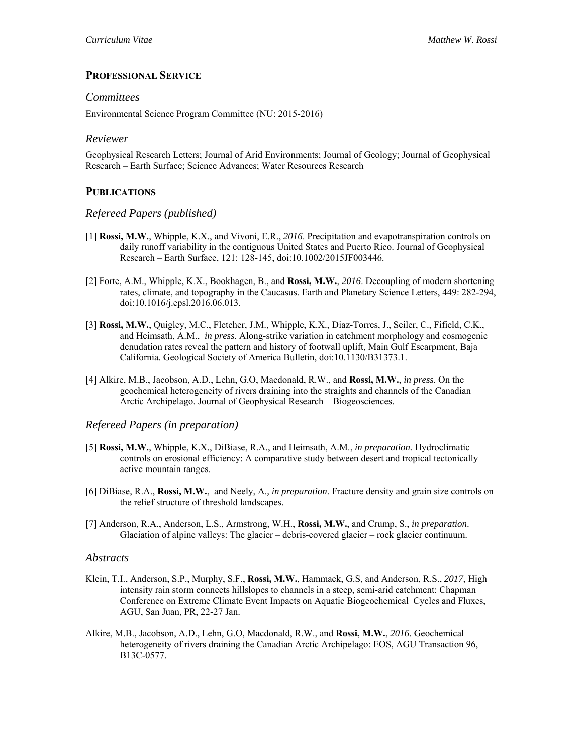## PROFESSIONAL SERVICE

### *Committees*

Environmental Science Program Committee (NU: 2015-2016)

### *Reviewer*

Geophysical Research Letters; Journal of Arid Environments; Journal of Geology; Journal of Geophysical Research – Earth Surface; Science Advances; Water Resources Research

## PUBLICATIONS

### *Refereed Papers (published)*

[1] **Rossi, M.W.**, Whipple, K.X., and Vivoni, E.R., *2016*. Precipitation and evapotranspiration controls on daily runoff variability in the contiguous United States and Puerto Rico. Journal of Geophysical Research – Earth Surface, 121: 128-145, doi:10.1002/2015JF003446.

[2] Forte, A.M., Whipple, K.X., Bookhagen, B., and **Rossi, M.W.**, *2016*. Decoupling of modern shortening rates, climate, and topography in the Caucasus. Earth and Planetary Science Letters, 449: 282-294, doi:10.1016/j.epsl.2016.06.013.

[3] **Rossi, M.W.**, Quigley, M.C., Fletcher, J.M., Whipple, K.X., Diaz-Torres, J., Seiler, C., Fifield, C.K., and Heimsath, A.M., *in press*. Along-strike variation in catchment morphology and cosmogenic denudation rates reveal the pattern and history of footwall uplift, Main Gulf Escarpment, Baja California. Geological Society of America Bulletin, doi:10.1130/B31373.1.

[4] Alkire, M.B., Jacobson, A.D., Lehn, G.O, Macdonald, R.W., and **Rossi, M.W.**, *in press*. On the geochemical heterogeneity of rivers draining into the straights and channels of the Canadian Arctic Archipelago. Journal of Geophysical Research – Biogeosciences.

### *Refereed Papers (in preparation)*

[5] **Rossi, M.W.**, Whipple, K.X., DiBiase, R.A., and Heimsath, A.M., *in preparation.* Hydroclimatic controls on erosional efficiency: A comparative study between desert and tropical tectonically active mountain ranges.

[6] DiBiase, R.A., **Rossi, M.W.**, and Neely, A.*, in preparation*. Fracture density and grain size controls on the relief structure of threshold landscapes.

[7] Anderson, R.A., Anderson, L.S., Armstrong, W.H., **Rossi, M.W.**, and Crump, S., *in preparation*. Glaciation of alpine valleys: The glacier – debris-covered glacier – rock glacier continuum.

### *Abstracts*

Klein, T.I., Anderson, S.P., Murphy, S.F., **Rossi, M.W.**, Hammack, G.S, and Anderson, R.S., *2017*, High intensity rain storm connects hillslopes to channels in a steep, semi-arid catchment: Chapman Conference on Extreme Climate Event Impacts on Aquatic Biogeochemical Cycles and Fluxes, AGU, San Juan, PR, 22-27 Jan.

Alkire, M.B., Jacobson, A.D., Lehn, G.O, Macdonald, R.W., and **Rossi, M.W.**, *2016*. Geochemical heterogeneity of rivers draining the Canadian Arctic Archipelago: EOS, AGU Transaction 96, B13C-0577.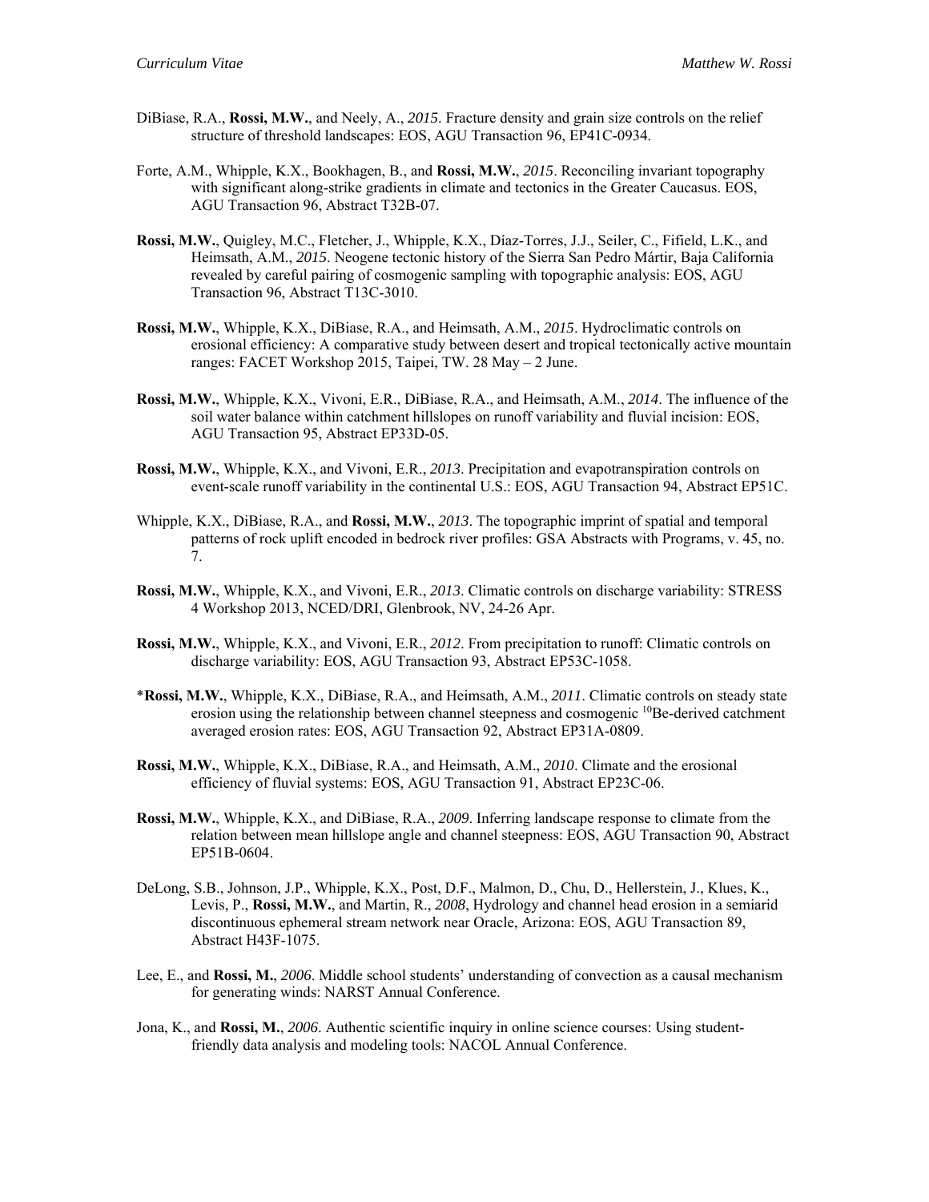DiBiase, R.A., **Rossi, M.W.**, and Neely, A., *2015*. Fracture density and grain size controls on the relief structure of threshold landscapes: EOS, AGU Transaction 96, EP41C-0934.

Forte, A.M., Whipple, K.X., Bookhagen, B., and **Rossi, M.W.**, *2015*. Reconciling invariant topography with significant along-strike gradients in climate and tectonics in the Greater Caucasus. EOS, AGU Transaction 96, Abstract T32B-07.

**Rossi, M.W.**, Quigley, M.C., Fletcher, J., Whipple, K.X., Díaz-Torres, J.J., Seiler, C., Fifield, L.K., and Heimsath, A.M., *2015*. Neogene tectonic history of the Sierra San Pedro Mártir, Baja California revealed by careful pairing of cosmogenic sampling with topographic analysis: EOS, AGU Transaction 96, Abstract T13C-3010.

**Rossi, M.W.**, Whipple, K.X., DiBiase, R.A., and Heimsath, A.M., *2015*. Hydroclimatic controls on erosional efficiency: A comparative study between desert and tropical tectonically active mountain ranges: FACET Workshop 2015, Taipei, TW. 28 May – 2 June.

**Rossi, M.W.**, Whipple, K.X., Vivoni, E.R., DiBiase, R.A., and Heimsath, A.M., *2014*. The influence of the soil water balance within catchment hillslopes on runoff variability and fluvial incision: EOS, AGU Transaction 95, Abstract EP33D-05.

**Rossi, M.W.**, Whipple, K.X., and Vivoni, E.R., *2013*. Precipitation and evapotranspiration controls on event-scale runoff variability in the continental U.S.: EOS, AGU Transaction 94, Abstract EP51C.

Whipple, K.X., DiBiase, R.A., and **Rossi, M.W.**, *2013*. The topographic imprint of spatial and temporal patterns of rock uplift encoded in bedrock river profiles: GSA Abstracts with Programs, v. 45, no. 7.

**Rossi, M.W.**, Whipple, K.X., and Vivoni, E.R., *2013*. Climatic controls on discharge variability: STRESS 4 Workshop 2013, NCED/DRI, Glenbrook, NV, 24-26 Apr.

**Rossi, M.W.**, Whipple, K.X., and Vivoni, E.R., *2012*. From precipitation to runoff: Climatic controls on discharge variability: EOS, AGU Transaction 93, Abstract EP53C-1058.

\***Rossi, M.W.**, Whipple, K.X., DiBiase, R.A., and Heimsath, A.M., *2011*. Climatic controls on steady state erosion using the relationship between channel steepness and cosmogenic $^{10}$Be-derived catchment averaged erosion rates: EOS, AGU Transaction 92, Abstract EP31A-0809.

**Rossi, M.W.**, Whipple, K.X., DiBiase, R.A., and Heimsath, A.M., *2010*. Climate and the erosional efficiency of fluvial systems: EOS, AGU Transaction 91, Abstract EP23C-06.

**Rossi, M.W.**, Whipple, K.X., and DiBiase, R.A., *2009*. Inferring landscape response to climate from the relation between mean hillslope angle and channel steepness: EOS, AGU Transaction 90, Abstract EP51B-0604.

DeLong, S.B., Johnson, J.P., Whipple, K.X., Post, D.F., Malmon, D., Chu, D., Hellerstein, J., Klues, K., Levis, P., **Rossi, M.W.**, and Martin, R., *2008*, Hydrology and channel head erosion in a semiarid discontinuous ephemeral stream network near Oracle, Arizona: EOS, AGU Transaction 89, Abstract H43F-1075.

Lee, E., and **Rossi, M.**, *2006*. Middle school students' understanding of convection as a causal mechanism for generating winds: NARST Annual Conference.

Jona, K., and **Rossi, M.**, *2006*. Authentic scientific inquiry in online science courses: Using student-friendly data analysis and modeling tools: NACOL Annual Conference.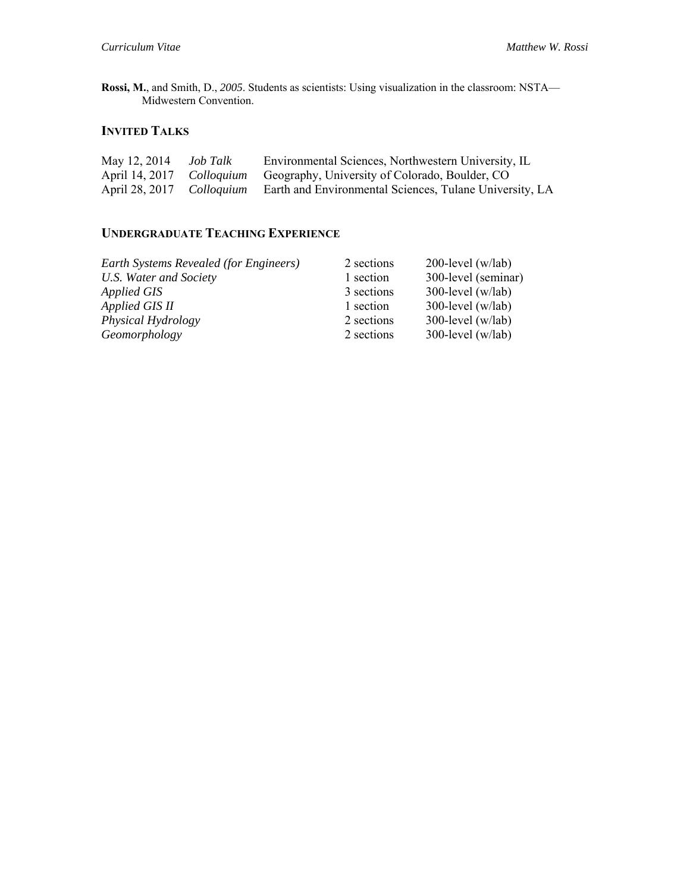**Rossi, M.**, and Smith, D., *2005*. Students as scientists: Using visualization in the classroom: NSTA—Midwestern Convention.

## INVITED TALKS

| | | |
|---|---|---|
| May 12, 2014 | *Job Talk* | Environmental Sciences, Northwestern University, IL |
| April 14, 2017 | *Colloquium* | Geography, University of Colorado, Boulder, CO |
| April 28, 2017 | *Colloquium* | Earth and Environmental Sciences, Tulane University, LA |

## UNDERGRADUATE TEACHING EXPERIENCE

| | | |
|---|---|---|
| *Earth Systems Revealed (for Engineers)* | 2 sections | 200-level (w/lab) |
| *U.S. Water and Society* | 1 section | 300-level (seminar) |
| *Applied GIS* | 3 sections | 300-level (w/lab) |
| *Applied GIS II* | 1 section | 300-level (w/lab) |
| *Physical Hydrology* | 2 sections | 300-level (w/lab) |
| *Geomorphology* | 2 sections | 300-level (w/lab) |